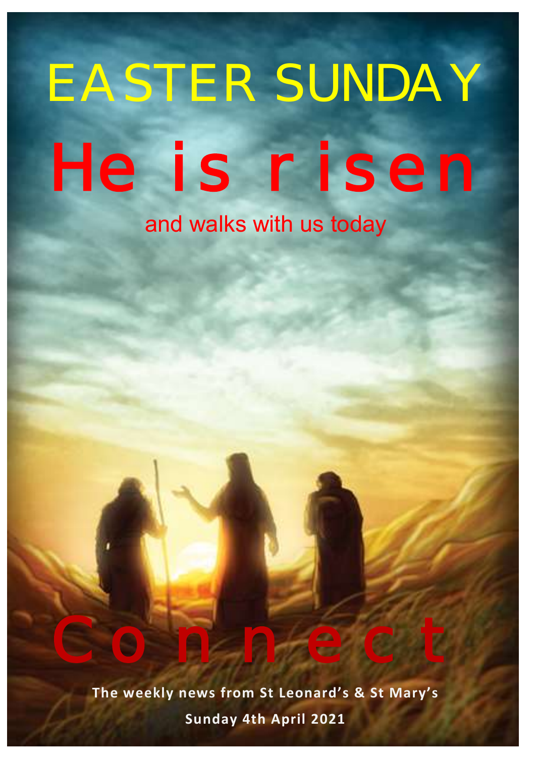# EASTER SUNDAY

# He is risen

and walks with us today

# Connect

**The weekly news from St Leonard's & St Mary's**

**Sunday 4th April 2021**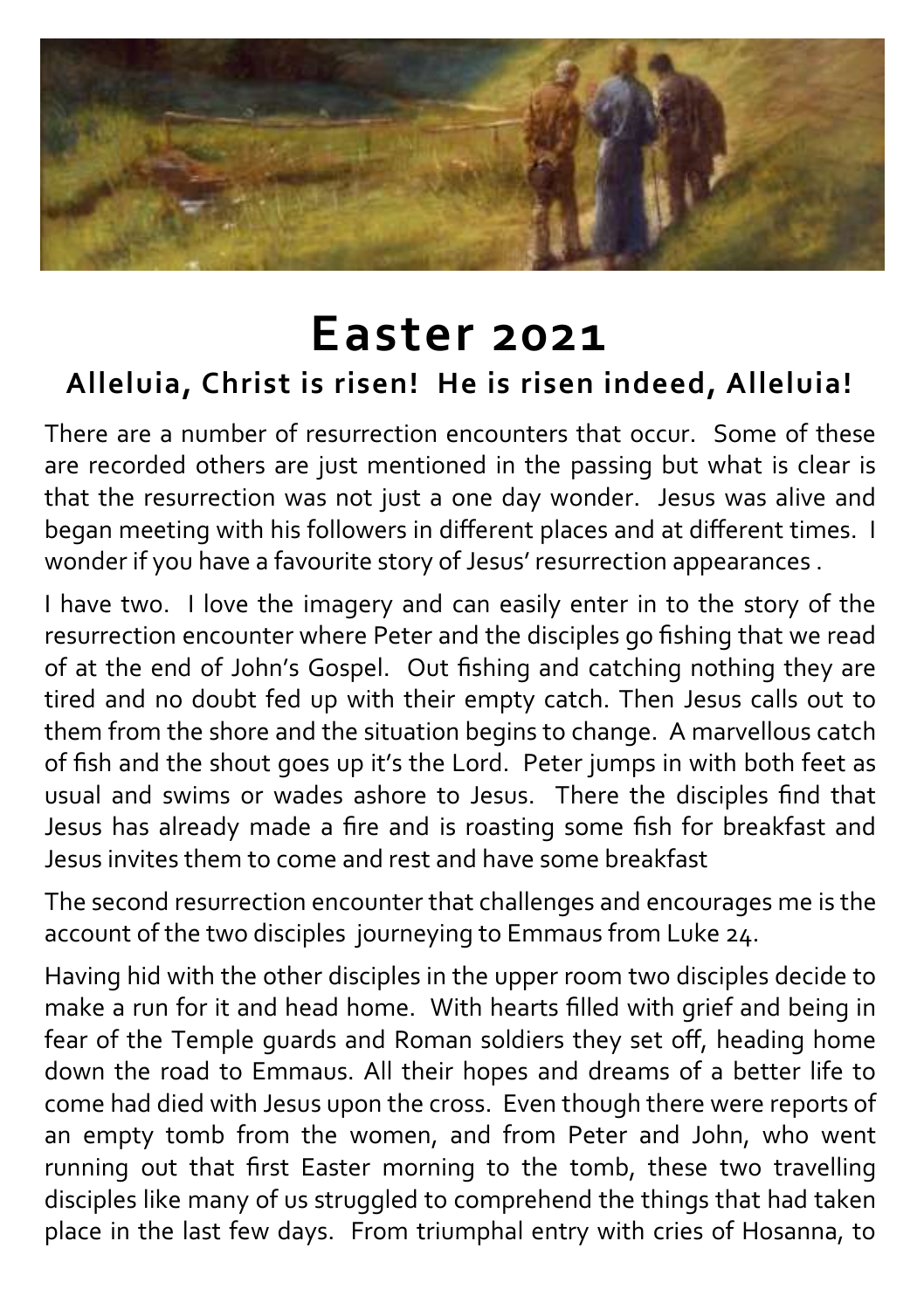# Easter 2021

## Alleluia, Christ is risen! He is risen indeed, Alleluia!

There are a number of resurrection encounters that occur. Some of these are recorded others are just mentioned in the passing but what is clear is that the resurrection was not just a one day wonder. Jesus was alive and began meeting with his followers in different places and at different times. I wonder if you have a favourite story of Jesus' resurrection appearances .

I have two. I love the imagery and can easily enter in to the story of the resurrection encounter where Peter and the disciples go fishing that we read of at the end of John's Gospel. Out fishing and catching nothing they are tired and no doubt fed up with their empty catch. Then Jesus calls out to them from the shore and the situation begins to change. A marvellous catch of fish and the shout goes up it's the Lord. Peter jumps in with both feet as usual and swims or wades ashore to Jesus. There the disciples find that Jesus has already made a fire and is roasting some fish for breakfast and Jesus invites them to come and rest and have some breakfast

The second resurrection encounter that challenges and encourages me is the account of the two disciples journeying to Emmaus from Luke 24.

Having hid with the other disciples in the upper room two disciples decide to make a run for it and head home. With hearts filled with grief and being in fear of the Temple guards and Roman soldiers they set off, heading home down the road to Emmaus. All their hopes and dreams of a better life to come had died with Jesus upon the cross. Even though there were reports of an empty tomb from the women, and from Peter and John, who went running out that first Easter morning to the tomb, these two travelling disciples like many of us struggled to comprehend the things that had taken place in the last few days. From triumphal entry with cries of Hosanna, to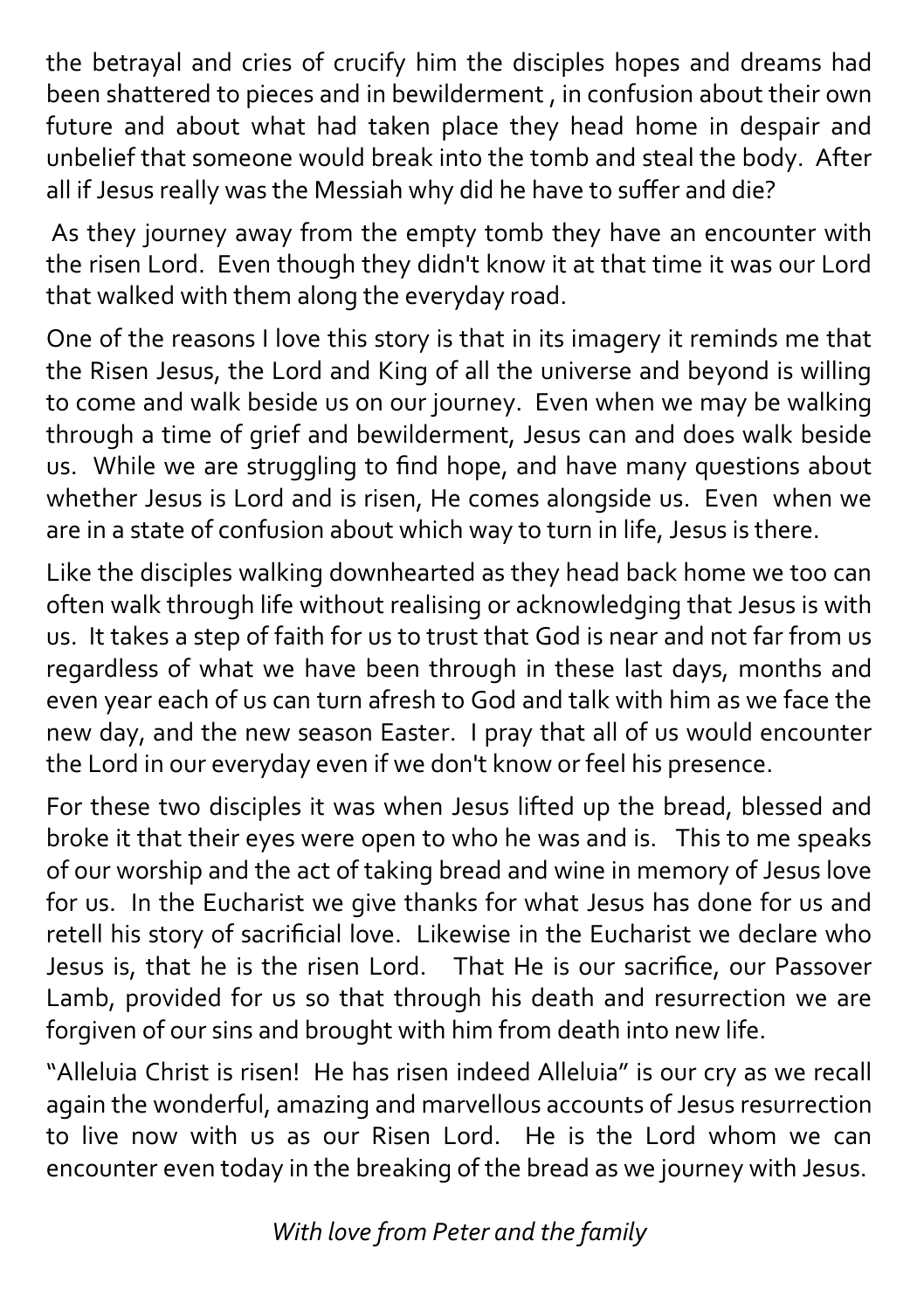the betrayal and cries of crucify him the disciples hopes and dreams had been shattered to pieces and in bewilderment , in confusion about their own future and about what had taken place they head home in despair and unbelief that someone would break into the tomb and steal the body. After all if Jesus really was the Messiah why did he have to suffer and die?

As they journey away from the empty tomb they have an encounter with the risen Lord. Even though they didn't know it at that time it was our Lord that walked with them along the everyday road.

One of the reasons I love this story is that in its imagery it reminds me that the Risen Jesus, the Lord and King of all the universe and beyond is willing to come and walk beside us on our journey. Even when we may be walking through a time of grief and bewilderment, Jesus can and does walk beside us. While we are struggling to find hope, and have many questions about whether Jesus is Lord and is risen, He comes alongside us. Even when we are in a state of confusion about which way to turn in life, Jesus is there.

Like the disciples walking downhearted as they head back home we too can often walk through life without realising or acknowledging that Jesus is with us. It takes a step of faith for us to trust that God is near and not far from us regardless of what we have been through in these last days, months and even year each of us can turn afresh to God and talk with him as we face the new day, and the new season Easter. I pray that all of us would encounter the Lord in our everyday even if we don't know or feel his presence.

For these two disciples it was when Jesus lifted up the bread, blessed and broke it that their eyes were open to who he was and is. This to me speaks of our worship and the act of taking bread and wine in memory of Jesus love for us. In the Eucharist we give thanks for what Jesus has done for us and retell his story of sacrificial love. Likewise in the Eucharist we declare who Jesus is, that he is the risen Lord. That He is our sacrifice, our Passover Lamb, provided for us so that through his death and resurrection we are forgiven of our sins and brought with him from death into new life.

"Alleluia Christ is risen! He has risen indeed Alleluia" is our cry as we recall again the wonderful, amazing and marvellous accounts of Jesus resurrection to live now with us as our Risen Lord. He is the Lord whom we can encounter even today in the breaking of the bread as we journey with Jesus.

*With love from Peter and the family*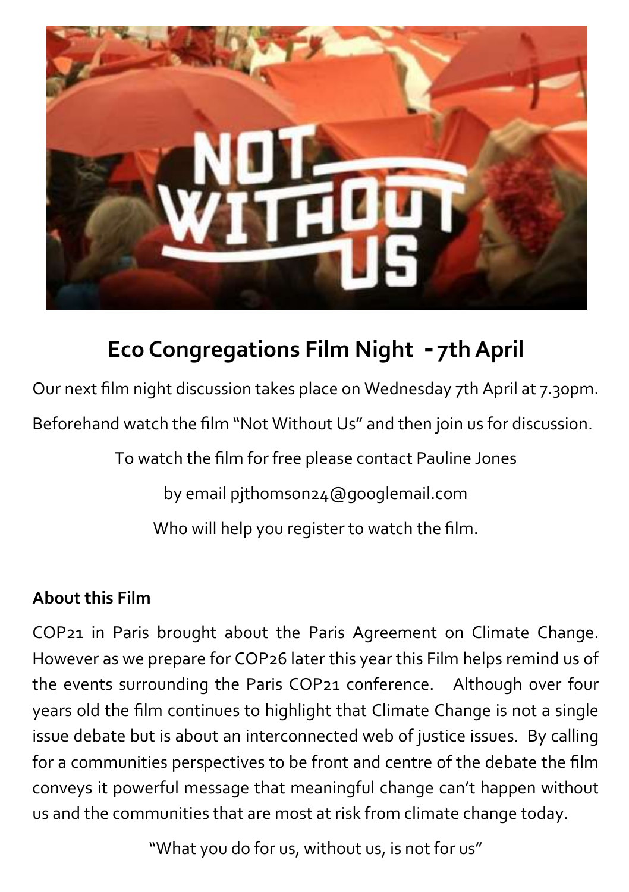## Eco Congregations Film Night - 7th April

Our next film night discussion takes place on Wednesday 7th April at 7.30pm.

Beforehand watch the film "Not Without Us" and then join us for discussion.

To watch the film for free please contact Pauline Jones

by email pjthomson24@googlemail.com

Who will help you register to watch the film.

**About this Film**

COP21 in Paris brought about the Paris Agreement on Climate Change. However as we prepare for COP26 later this year this Film helps remind us of the events surrounding the Paris COP21 conference. Although over four years old the film continues to highlight that Climate Change is not a single issue debate but is about an interconnected web of justice issues. By calling for a communities perspectives to be front and centre of the debate the film conveys it powerful message that meaningful change can't happen without us and the communities that are most at risk from climate change today.

"What you do for us, without us, is not for us"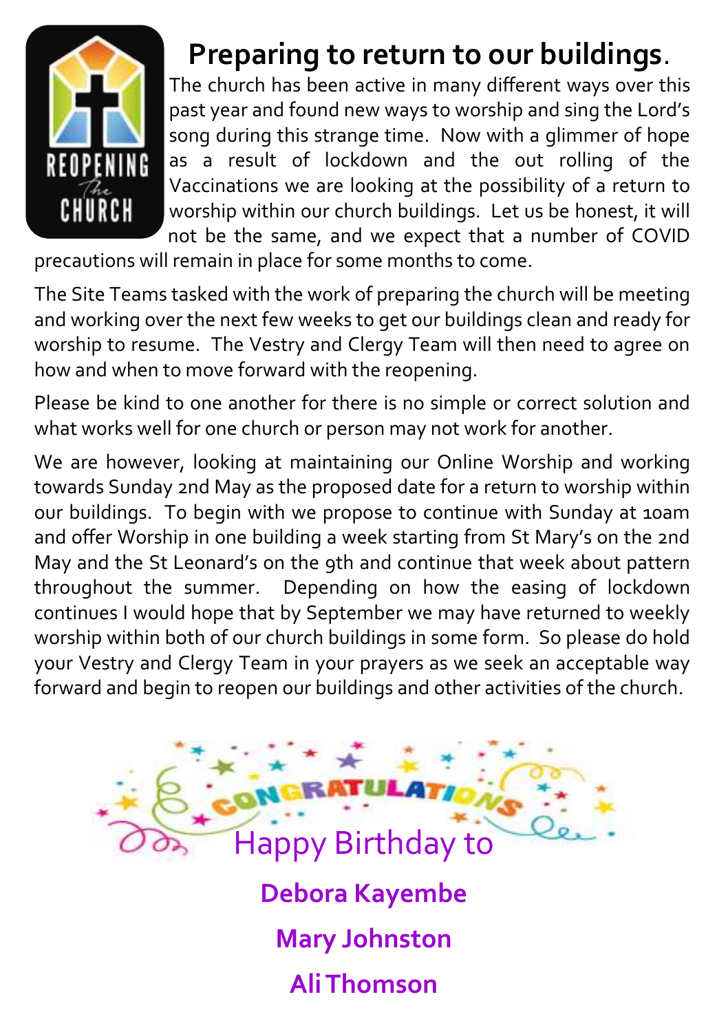# Preparing to return to our buildings.

The church has been active in many different ways over this past year and found new ways to worship and sing the Lord's song during this strange time. Now with a glimmer of hope as a result of lockdown and the out rolling of the Vaccinations we are looking at the possibility of a return to worship within our church buildings. Let us be honest, it will not be the same, and we expect that a number of COVID precautions will remain in place for some months to come.

The Site Teams tasked with the work of preparing the church will be meeting and working over the next few weeks to get our buildings clean and ready for worship to resume. The Vestry and Clergy Team will then need to agree on how and when to move forward with the reopening.

Please be kind to one another for there is no simple or correct solution and what works well for one church or person may not work for another.

We are however, looking at maintaining our Online Worship and working towards Sunday 2nd May as the proposed date for a return to worship within our buildings. To begin with we propose to continue with Sunday at 10am and offer Worship in one building a week starting from St Mary's on the 2nd May and the St Leonard's on the 9th and continue that week about pattern throughout the summer. Depending on how the easing of lockdown continues I would hope that by September we may have returned to weekly worship within both of our church buildings in some form. So please do hold your Vestry and Clergy Team in your prayers as we seek an acceptable way forward and begin to reopen our buildings and other activities of the church.

CONGRATULATIONS

Happy Birthday to

**Debora Kayembe**

**Mary Johnston**

**Ali Thomson**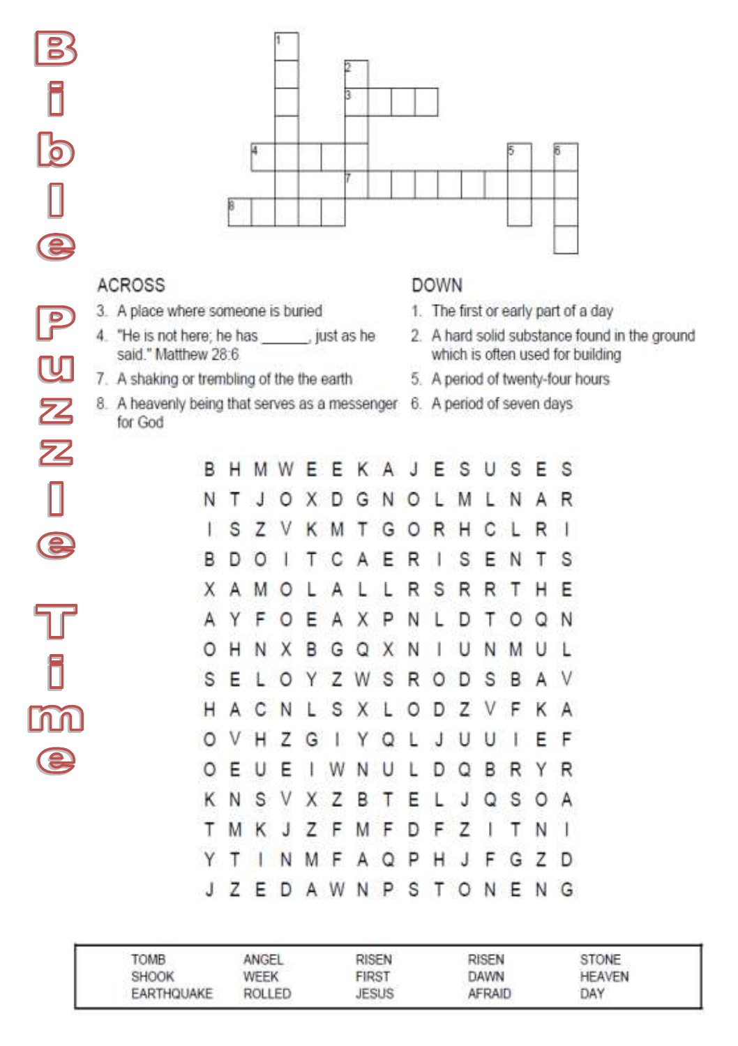# Bible Puzzle Time

## ACROSS

3. A place where someone is buried
4. "He is not here; he has ______, just as he said." Matthew 28:6
7. A shaking or trembling of the the earth
8. A heavenly being that serves as a messenger for God

## DOWN

1. The first or early part of a day
2. A hard solid substance found in the ground which is often used for building
5. A period of twenty-four hours
6. A period of seven days

```
B H M W E E K A J E S U S E S
N T J O X D G N O L M L N A R
I S Z V K M T G O R H C L R I
B D O I T C A E R I S E N T S
X A M O L A L L R S R R T H E
A Y F O E A X P N L D T O Q N
O H N X B G Q X N I U N M U L
S E L O Y Z W S R O D S B A V
H A C N L S X L O D Z V F K A
O V H Z G I Y Q L J U U I E F
O E U E I W N U L D Q B R Y R
K N S V X Z B T E L J Q S O A
T M K J Z F M F D F Z I T N I
Y T I N M F A Q P H J F G Z D
J Z E D A W N P S T O N E N G
```

| | | | | |
|---|---|---|---|---|
| TOMB | ANGEL | RISEN | RISEN | STONE |
| SHOOK | WEEK | FIRST | DAWN | HEAVEN |
| EARTHQUAKE | ROLLED | JESUS | AFRAID | DAY |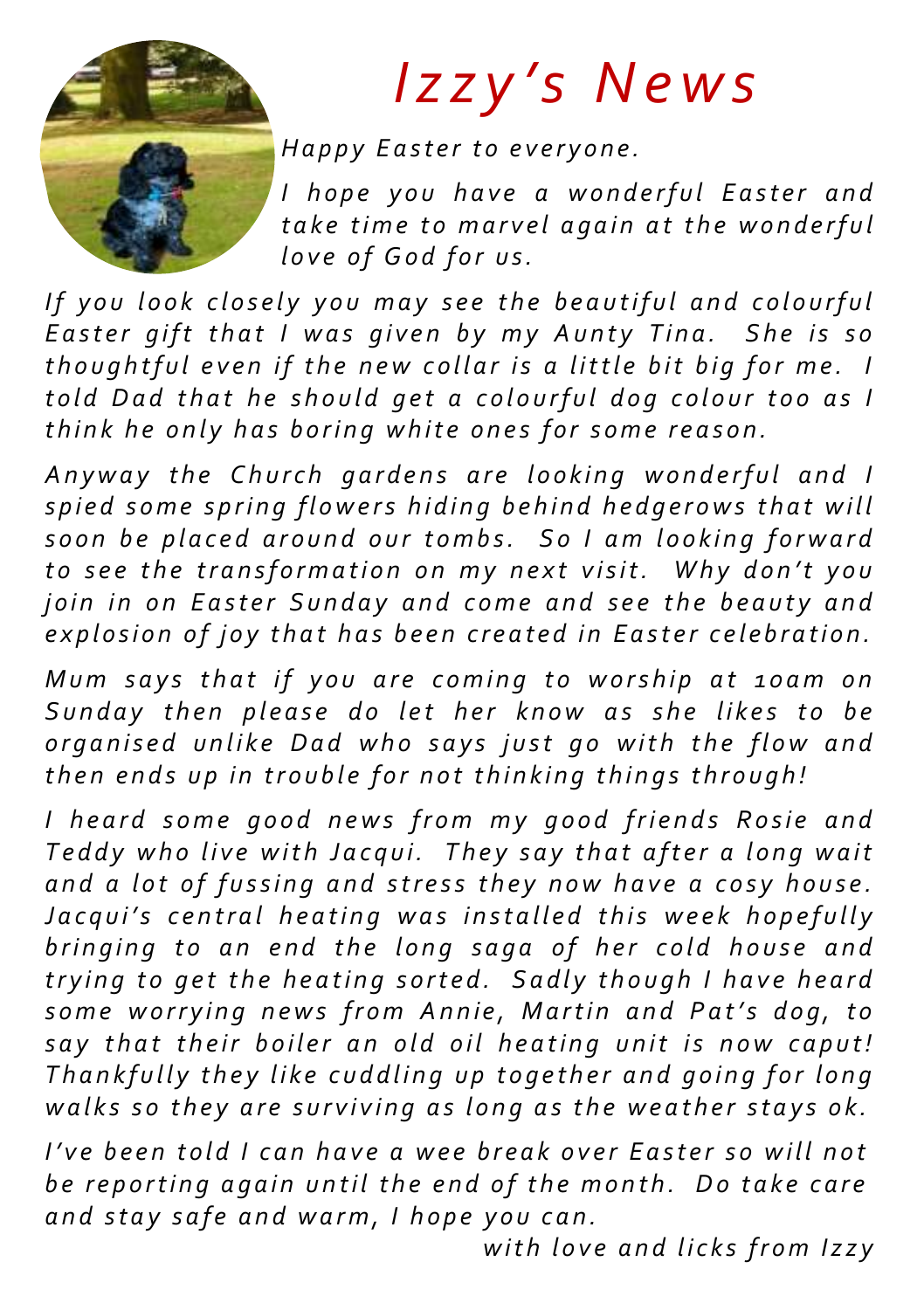# *Izzy's News*

*Happy Easter to everyone.*

*I hope you have a wonderful Easter and take time to marvel again at the wonderful love of God for us.*

*If you look closely you may see the beautiful and colourful Easter gift that I was given by my Aunty Tina. She is so thoughtful even if the new collar is a little bit big for me. I told Dad that he should get a colourful dog colour too as I think he only has boring white ones for some reason.*

*Anyway the Church gardens are looking wonderful and I spied some spring flowers hiding behind hedgerows that will soon be placed around our tombs. So I am looking forward to see the transformation on my next visit. Why don't you join in on Easter Sunday and come and see the beauty and explosion of joy that has been created in Easter celebration.*

*Mum says that if you are coming to worship at 10am on Sunday then please do let her know as she likes to be organised unlike Dad who says just go with the flow and then ends up in trouble for not thinking things through!*

*I heard some good news from my good friends Rosie and Teddy who live with Jacqui. They say that after a long wait and a lot of fussing and stress they now have a cosy house. Jacqui's central heating was installed this week hopefully bringing to an end the long saga of her cold house and trying to get the heating sorted. Sadly though I have heard some worrying news from Annie, Martin and Pat's dog, to say that their boiler an old oil heating unit is now caput! Thankfully they like cuddling up together and going for long walks so they are surviving as long as the weather stays ok.*

*I've been told I can have a wee break over Easter so will not be reporting again until the end of the month. Do take care and stay safe and warm, I hope you can.*

*with love and licks from Izzy*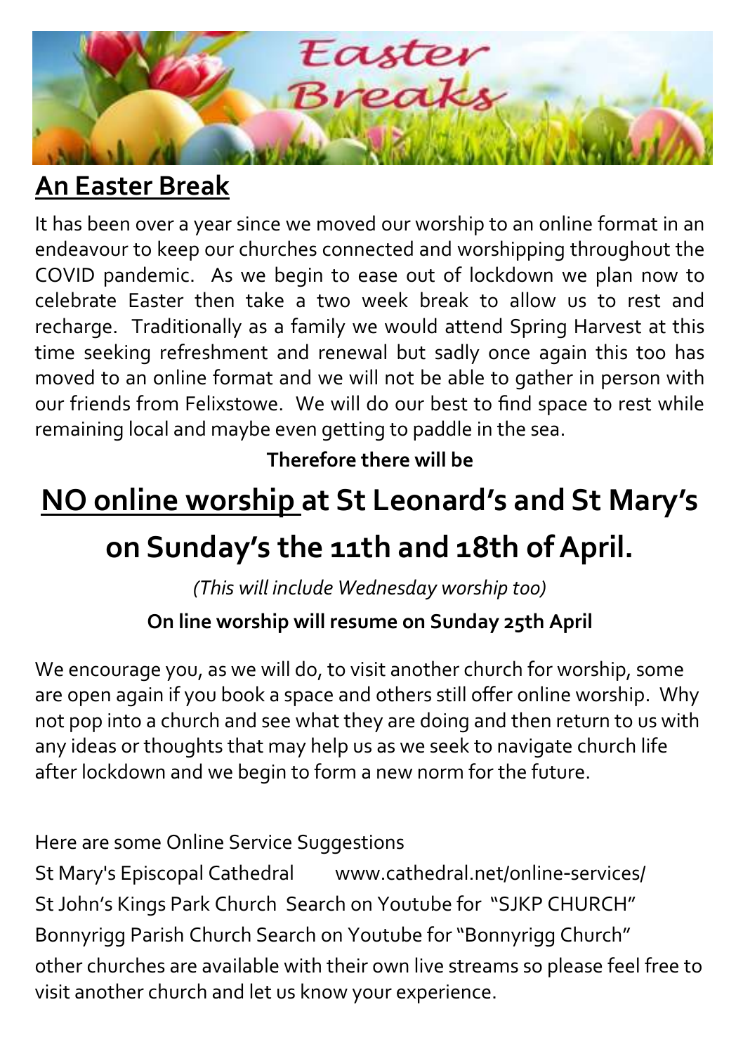# Easter Breaks

## An Easter Break

It has been over a year since we moved our worship to an online format in an endeavour to keep our churches connected and worshipping throughout the COVID pandemic. As we begin to ease out of lockdown we plan now to celebrate Easter then take a two week break to allow us to rest and recharge. Traditionally as a family we would attend Spring Harvest at this time seeking refreshment and renewal but sadly once again this too has moved to an online format and we will not be able to gather in person with our friends from Felixstowe. We will do our best to find space to rest while remaining local and maybe even getting to paddle in the sea.

**Therefore there will be**

## NO online worship at St Leonard's and St Mary's on Sunday's the 11th and 18th of April.

*(This will include Wednesday worship too)*

**On line worship will resume on Sunday 25th April**

We encourage you, as we will do, to visit another church for worship, some are open again if you book a space and others still offer online worship. Why not pop into a church and see what they are doing and then return to us with any ideas or thoughts that may help us as we seek to navigate church life after lockdown and we begin to form a new norm for the future.

Here are some Online Service Suggestions

St Mary's Episcopal Cathedral www.cathedral.net/online-services/

St John's Kings Park Church Search on Youtube for "SJKP CHURCH"

Bonnyrigg Parish Church Search on Youtube for "Bonnyrigg Church"

other churches are available with their own live streams so please feel free to visit another church and let us know your experience.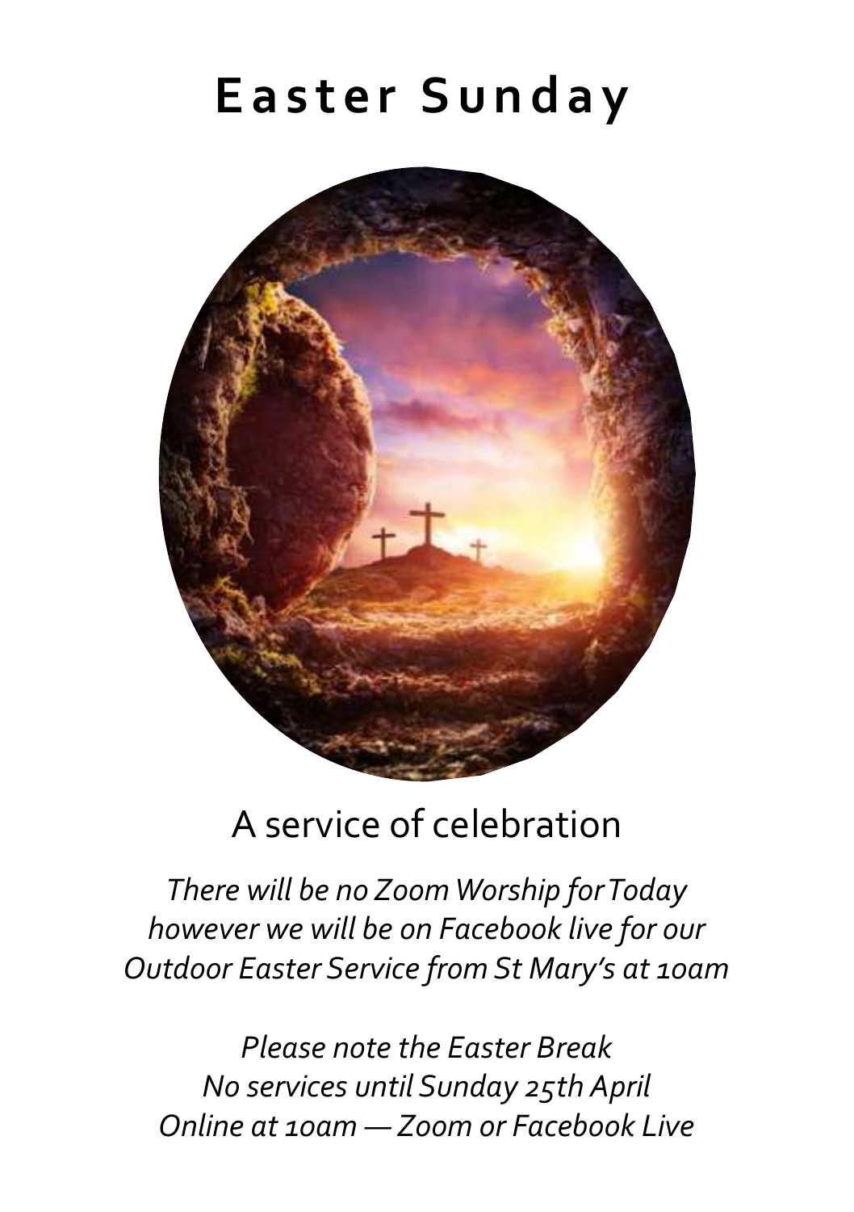# Easter Sunday

A service of celebration

*There will be no Zoom Worship for Today however we will be on Facebook live for our Outdoor Easter Service from St Mary's at 10am*

*Please note the Easter Break*
*No services until Sunday 25th April*
*Online at 10am — Zoom or Facebook Live*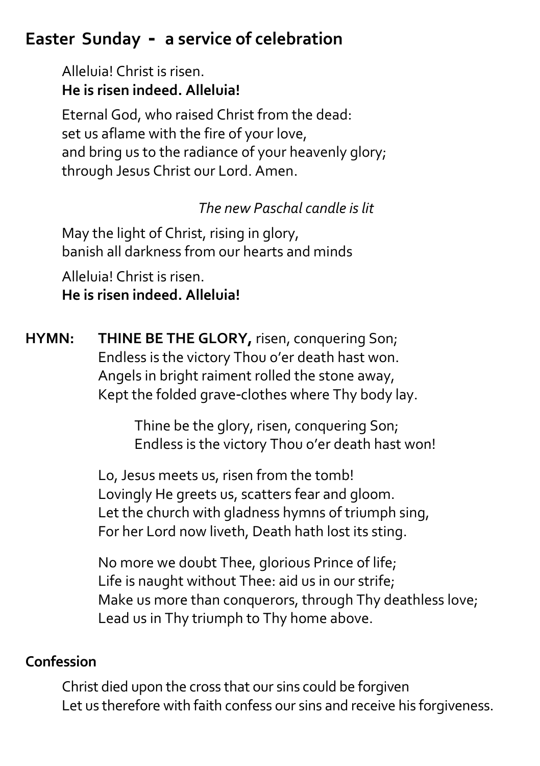## Easter Sunday - a service of celebration

Alleluia! Christ is risen.
**He is risen indeed. Alleluia!**

Eternal God, who raised Christ from the dead:
set us aflame with the fire of your love,
and bring us to the radiance of your heavenly glory;
through Jesus Christ our Lord. Amen.

*The new Paschal candle is lit*

May the light of Christ, rising in glory,
banish all darkness from our hearts and minds

Alleluia! Christ is risen.
**He is risen indeed. Alleluia!**

**HYMN:** **THINE BE THE GLORY,** risen, conquering Son;
Endless is the victory Thou o'er death hast won.
Angels in bright raiment rolled the stone away,
Kept the folded grave-clothes where Thy body lay.

Thine be the glory, risen, conquering Son;
Endless is the victory Thou o'er death hast won!

Lo, Jesus meets us, risen from the tomb!
Lovingly He greets us, scatters fear and gloom.
Let the church with gladness hymns of triumph sing,
For her Lord now liveth, Death hath lost its sting.

No more we doubt Thee, glorious Prince of life;
Life is naught without Thee: aid us in our strife;
Make us more than conquerors, through Thy deathless love;
Lead us in Thy triumph to Thy home above.

**Confession**

Christ died upon the cross that our sins could be forgiven
Let us therefore with faith confess our sins and receive his forgiveness.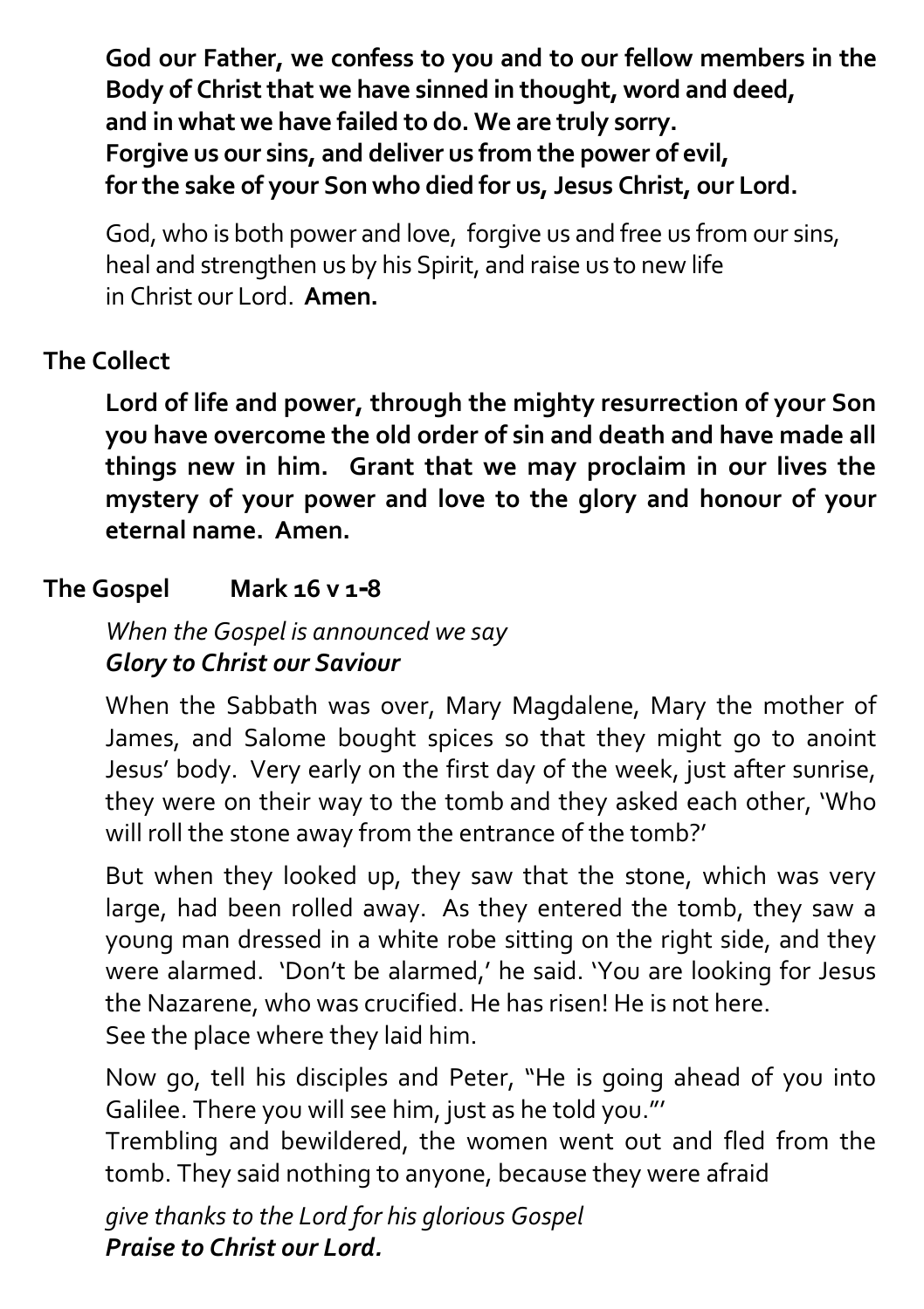**God our Father, we confess to you and to our fellow members in the Body of Christ that we have sinned in thought, word and deed, and in what we have failed to do. We are truly sorry. Forgive us our sins, and deliver us from the power of evil, for the sake of your Son who died for us, Jesus Christ, our Lord.**

God, who is both power and love, forgive us and free us from our sins, heal and strengthen us by his Spirit, and raise us to new life in Christ our Lord. **Amen.**

## The Collect

**Lord of life and power, through the mighty resurrection of your Son you have overcome the old order of sin and death and have made all things new in him. Grant that we may proclaim in our lives the mystery of your power and love to the glory and honour of your eternal name. Amen.**

## The Gospel Mark 16 v 1-8

*When the Gospel is announced we say*
***Glory to Christ our Saviour***

When the Sabbath was over, Mary Magdalene, Mary the mother of James, and Salome bought spices so that they might go to anoint Jesus' body. Very early on the first day of the week, just after sunrise, they were on their way to the tomb and they asked each other, 'Who will roll the stone away from the entrance of the tomb?'

But when they looked up, they saw that the stone, which was very large, had been rolled away. As they entered the tomb, they saw a young man dressed in a white robe sitting on the right side, and they were alarmed. 'Don't be alarmed,' he said. 'You are looking for Jesus the Nazarene, who was crucified. He has risen! He is not here. See the place where they laid him.

Now go, tell his disciples and Peter, "He is going ahead of you into Galilee. There you will see him, just as he told you."'
Trembling and bewildered, the women went out and fled from the tomb. They said nothing to anyone, because they were afraid

*give thanks to the Lord for his glorious Gospel*
***Praise to Christ our Lord.***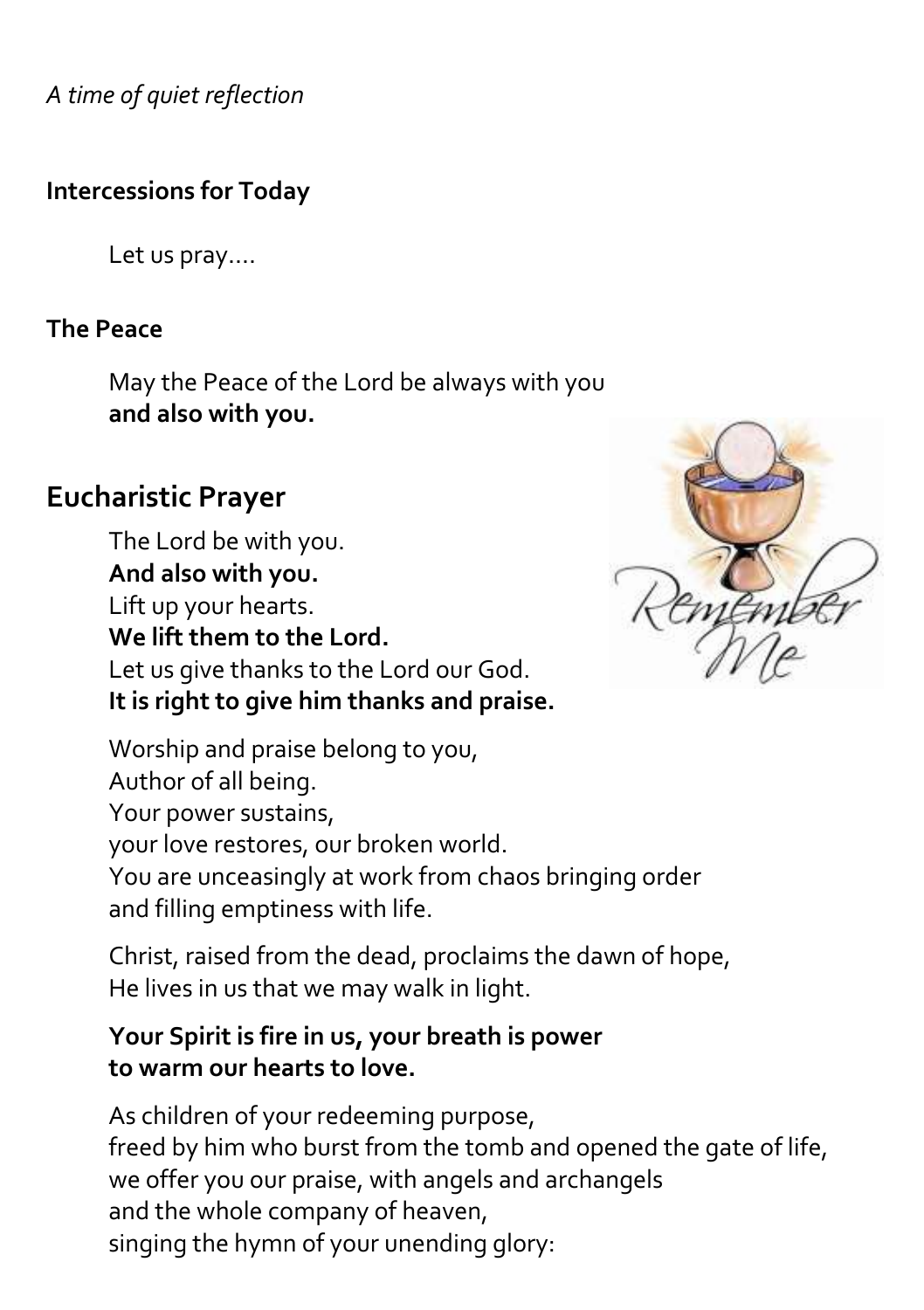*A time of quiet reflection*

**Intercessions for Today**

Let us pray….

**The Peace**

May the Peace of the Lord be always with you
**and also with you.**

## Eucharistic Prayer

The Lord be with you.
**And also with you.**
Lift up your hearts.
**We lift them to the Lord.**
Let us give thanks to the Lord our God.
**It is right to give him thanks and praise.**

Worship and praise belong to you,
Author of all being.
Your power sustains,
your love restores, our broken world.
You are unceasingly at work from chaos bringing order
and filling emptiness with life.

Christ, raised from the dead, proclaims the dawn of hope,
He lives in us that we may walk in light.

**Your Spirit is fire in us, your breath is power
to warm our hearts to love.**

As children of your redeeming purpose,
freed by him who burst from the tomb and opened the gate of life,
we offer you our praise, with angels and archangels
and the whole company of heaven,
singing the hymn of your unending glory: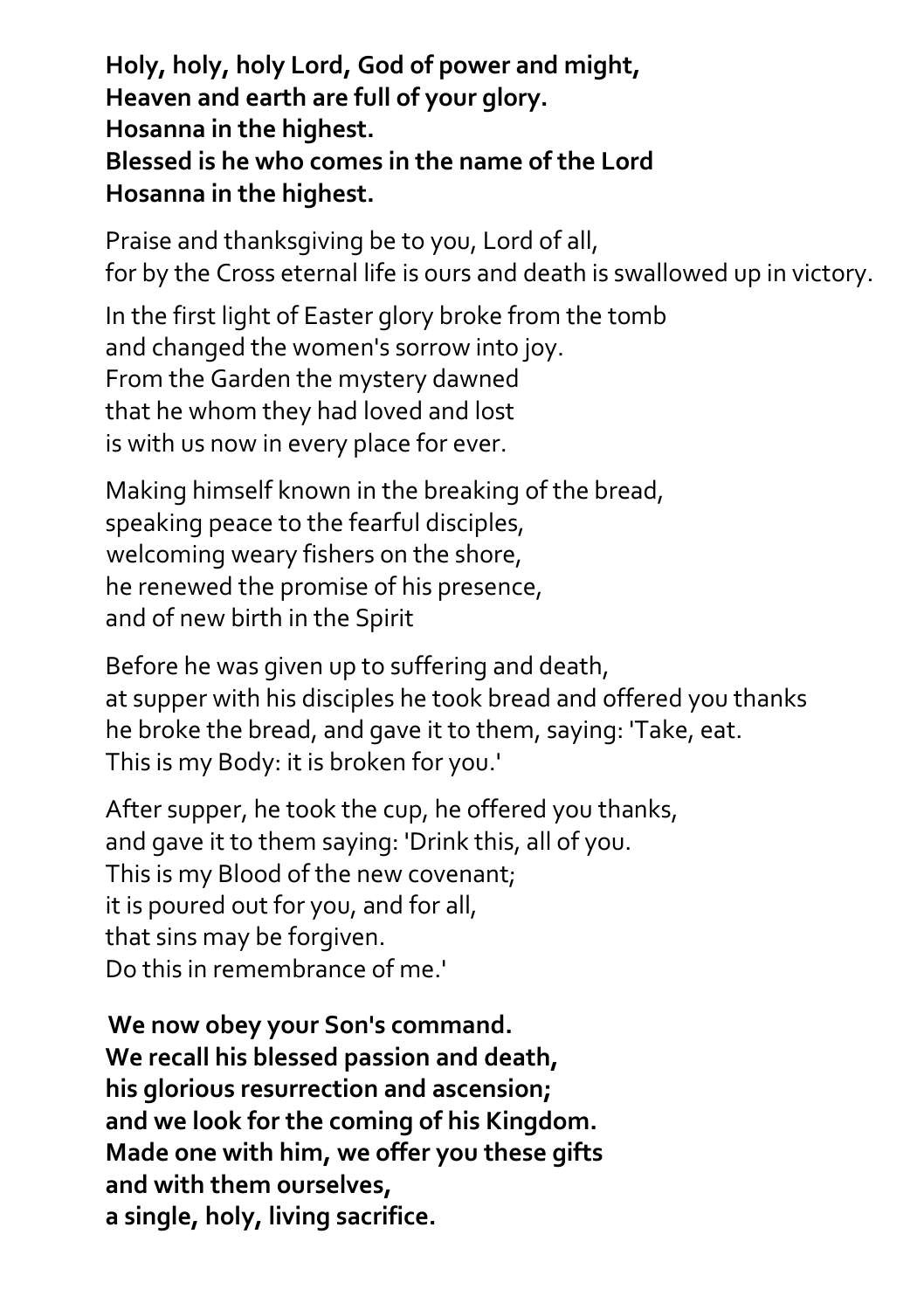**Holy, holy, holy Lord, God of power and might,**
**Heaven and earth are full of your glory.**
**Hosanna in the highest.**
**Blessed is he who comes in the name of the Lord**
**Hosanna in the highest.**

Praise and thanksgiving be to you, Lord of all,
for by the Cross eternal life is ours and death is swallowed up in victory.

In the first light of Easter glory broke from the tomb
and changed the women's sorrow into joy.
From the Garden the mystery dawned
that he whom they had loved and lost
is with us now in every place for ever.

Making himself known in the breaking of the bread,
speaking peace to the fearful disciples,
welcoming weary fishers on the shore,
he renewed the promise of his presence,
and of new birth in the Spirit

Before he was given up to suffering and death,
at supper with his disciples he took bread and offered you thanks
he broke the bread, and gave it to them, saying: 'Take, eat.
This is my Body: it is broken for you.'

After supper, he took the cup, he offered you thanks,
and gave it to them saying: 'Drink this, all of you.
This is my Blood of the new covenant;
it is poured out for you, and for all,
that sins may be forgiven.
Do this in remembrance of me.'

**We now obey your Son's command.**
**We recall his blessed passion and death,**
**his glorious resurrection and ascension;**
**and we look for the coming of his Kingdom.**
**Made one with him, we offer you these gifts**
**and with them ourselves,**
**a single, holy, living sacrifice.**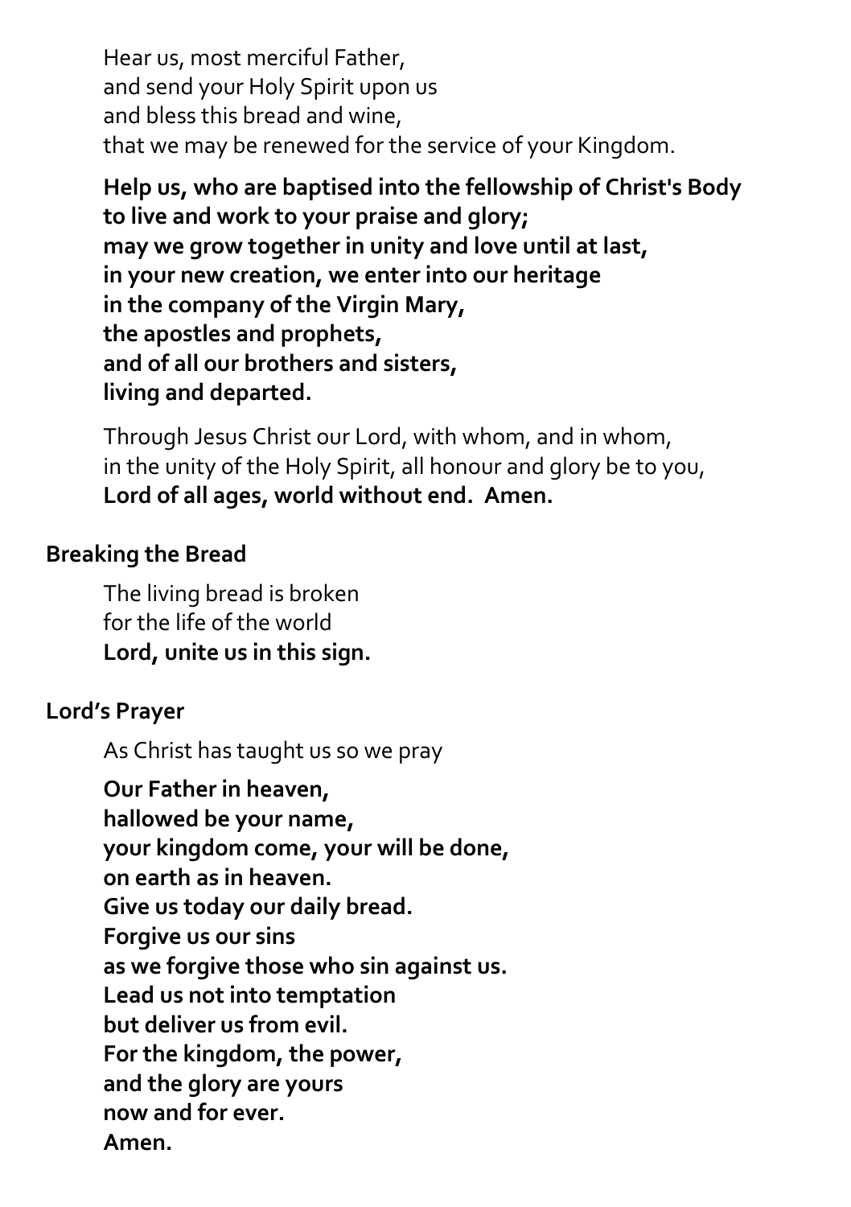Hear us, most merciful Father,
and send your Holy Spirit upon us
and bless this bread and wine,
that we may be renewed for the service of your Kingdom.

**Help us, who are baptised into the fellowship of Christ's Body**
**to live and work to your praise and glory;**
**may we grow together in unity and love until at last,**
**in your new creation, we enter into our heritage**
**in the company of the Virgin Mary,**
**the apostles and prophets,**
**and of all our brothers and sisters,**
**living and departed.**

Through Jesus Christ our Lord, with whom, and in whom,
in the unity of the Holy Spirit, all honour and glory be to you,
**Lord of all ages, world without end. Amen.**

**Breaking the Bread**

The living bread is broken
for the life of the world
**Lord, unite us in this sign.**

**Lord's Prayer**

As Christ has taught us so we pray

**Our Father in heaven,**
**hallowed be your name,**
**your kingdom come, your will be done,**
**on earth as in heaven.**
**Give us today our daily bread.**
**Forgive us our sins**
**as we forgive those who sin against us.**
**Lead us not into temptation**
**but deliver us from evil.**
**For the kingdom, the power,**
**and the glory are yours**
**now and for ever.**
**Amen.**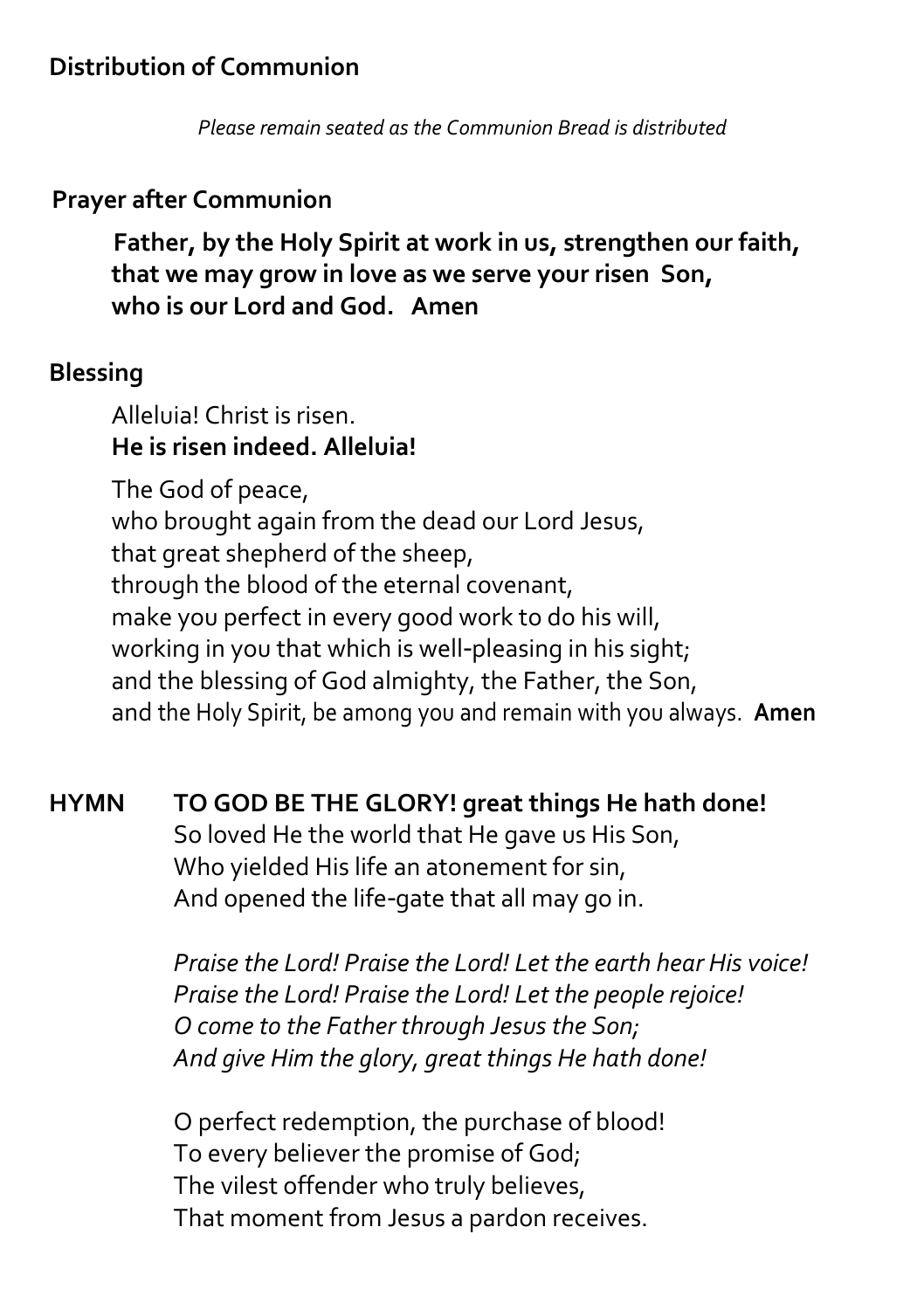## Distribution of Communion

*Please remain seated as the Communion Bread is distributed*

## Prayer after Communion

**Father, by the Holy Spirit at work in us, strengthen our faith,
that we may grow in love as we serve your risen Son,
who is our Lord and God. Amen**

## Blessing

Alleluia! Christ is risen.
**He is risen indeed. Alleluia!**

The God of peace,
who brought again from the dead our Lord Jesus,
that great shepherd of the sheep,
through the blood of the eternal covenant,
make you perfect in every good work to do his will,
working in you that which is well-pleasing in his sight;
and the blessing of God almighty, the Father, the Son,
and the Holy Spirit, be among you and remain with you always. **Amen**

**HYMN** **TO GOD BE THE GLORY! great things He hath done!**
So loved He the world that He gave us His Son,
Who yielded His life an atonement for sin,
And opened the life-gate that all may go in.

*Praise the Lord! Praise the Lord! Let the earth hear His voice!
Praise the Lord! Praise the Lord! Let the people rejoice!
O come to the Father through Jesus the Son;
And give Him the glory, great things He hath done!*

O perfect redemption, the purchase of blood!
To every believer the promise of God;
The vilest offender who truly believes,
That moment from Jesus a pardon receives.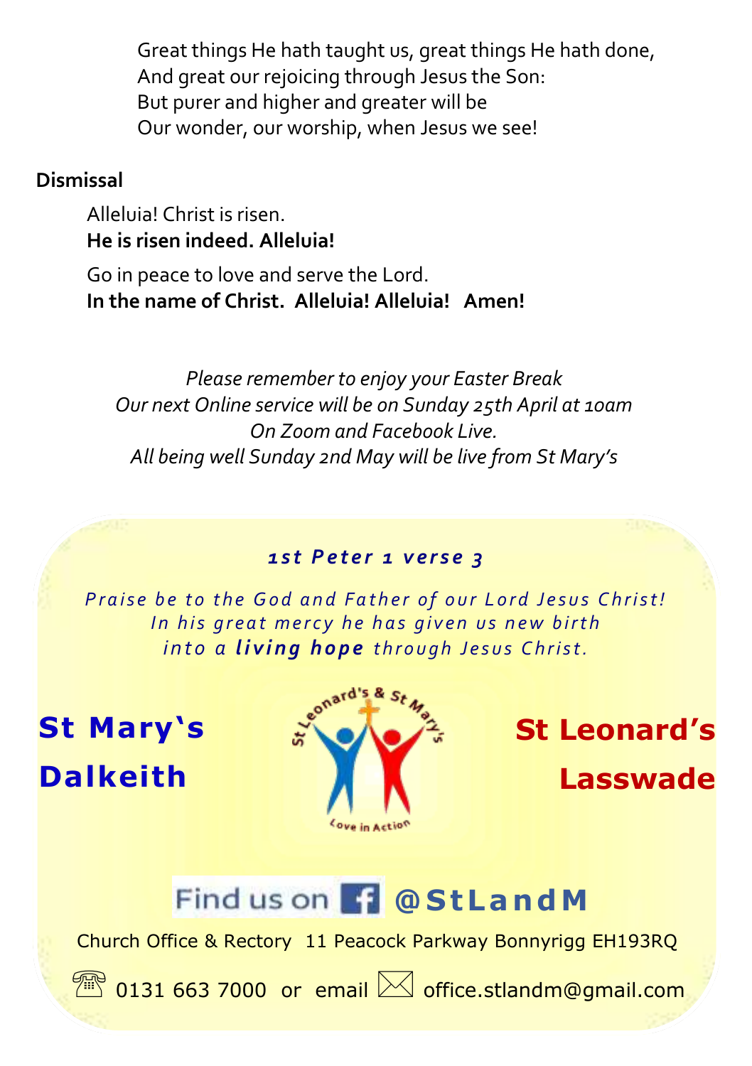Great things He hath taught us, great things He hath done,
And great our rejoicing through Jesus the Son:
But purer and higher and greater will be
Our wonder, our worship, when Jesus we see!

**Dismissal**

Alleluia! Christ is risen.
**He is risen indeed. Alleluia!**

Go in peace to love and serve the Lord.
**In the name of Christ. Alleluia! Alleluia! Amen!**

*Please remember to enjoy your Easter Break*
*Our next Online service will be on Sunday 25th April at 10am*
*On Zoom and Facebook Live.*
*All being well Sunday 2nd May will be live from St Mary's*

***1st Peter 1 verse 3***

*Praise be to the God and Father of our Lord Jesus Christ!*
*In his great mercy he has given us new birth*
*into a **living hope** through Jesus Christ.*

**St Mary's Dalkeith**

St Leonard's & St Mary's
Love in Action

**St Leonard's Lasswade**

Find us on Facebook **@StLandM**

Church Office & Rectory 11 Peacock Parkway Bonnyrigg EH193RQ

☎ 0131 663 7000 or email ✉ office.stlandm@gmail.com